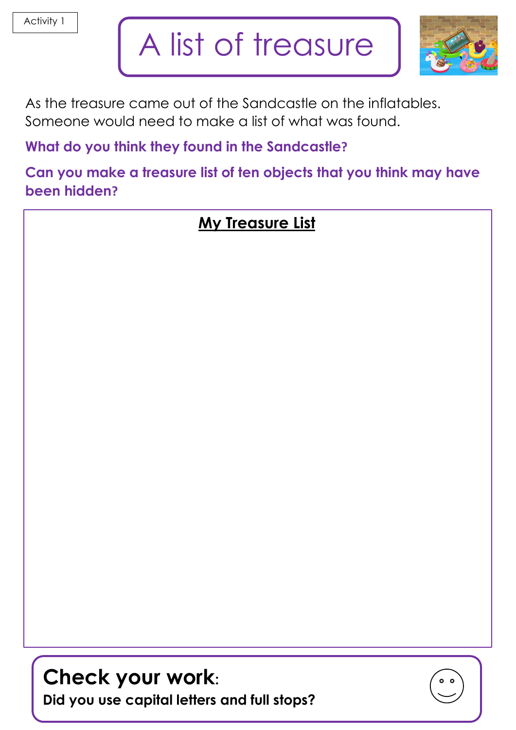Activity 1

# A list of treasure

As the treasure came out of the Sandcastle on the inflatables. Someone would need to make a list of what was found.

**What do you think they found in the Sandcastle?**

**Can you make a treasure list of ten objects that you think may have been hidden?**

**My Treasure List**

## Check your work:

**Did you use capital letters and full stops?**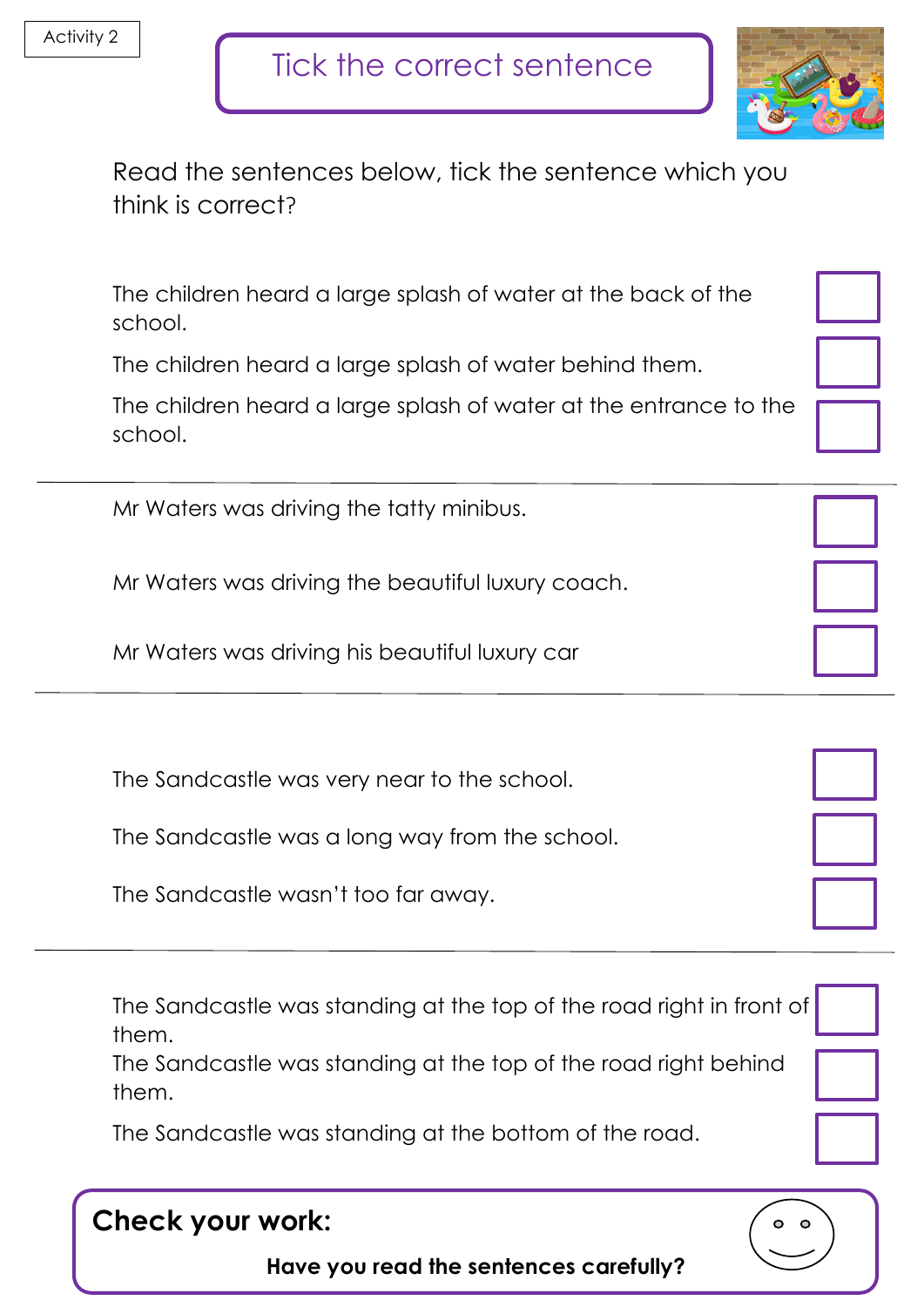Activity 2

# Tick the correct sentence

Read the sentences below, tick the sentence which you think is correct?

- [ ] The children heard a large splash of water at the back of the school.
- [ ] The children heard a large splash of water behind them.
- [ ] The children heard a large splash of water at the entrance to the school.

---

- [ ] Mr Waters was driving the tatty minibus.
- [ ] Mr Waters was driving the beautiful luxury coach.
- [ ] Mr Waters was driving his beautiful luxury car

---

- [ ] The Sandcastle was very near to the school.
- [ ] The Sandcastle was a long way from the school.
- [ ] The Sandcastle wasn't too far away.

---

- [ ] The Sandcastle was standing at the top of the road right in front of them.
- [ ] The Sandcastle was standing at the top of the road right behind them.
- [ ] The Sandcastle was standing at the bottom of the road.

**Check your work:**

**Have you read the sentences carefully?**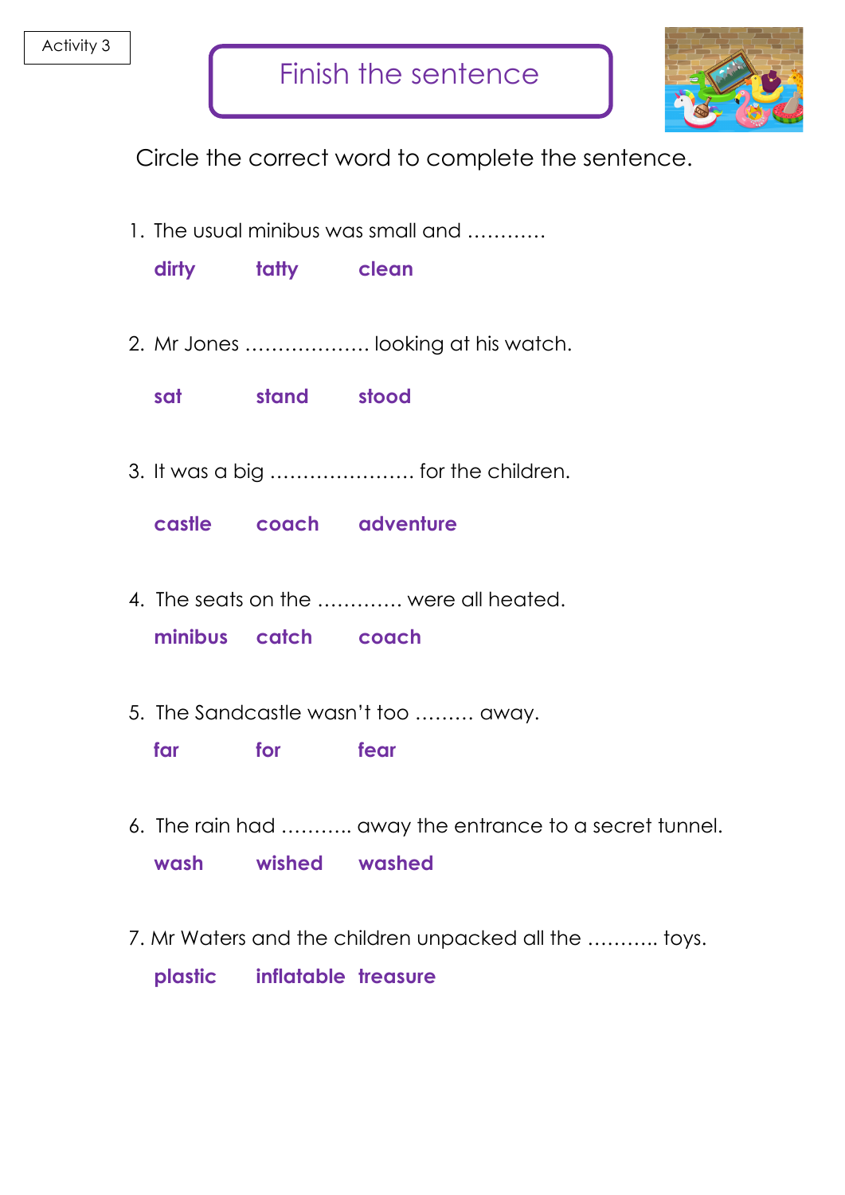Activity 3

# Finish the sentence

Circle the correct word to complete the sentence.

1. The usual minibus was small and …………

   **dirty** **tatty** **clean**

2. Mr Jones ………………. looking at his watch.

   **sat** **stand** **stood**

3. It was a big …………………. for the children.

   **castle** **coach** **adventure**

4. The seats on the …………. were all heated.

   **minibus** **catch** **coach**

5. The Sandcastle wasn't too ……… away.

   **far** **for** **fear**

6. The rain had ……….. away the entrance to a secret tunnel.

   **wash** **wished** **washed**

7. Mr Waters and the children unpacked all the ……….. toys.

   **plastic** **inflatable** **treasure**